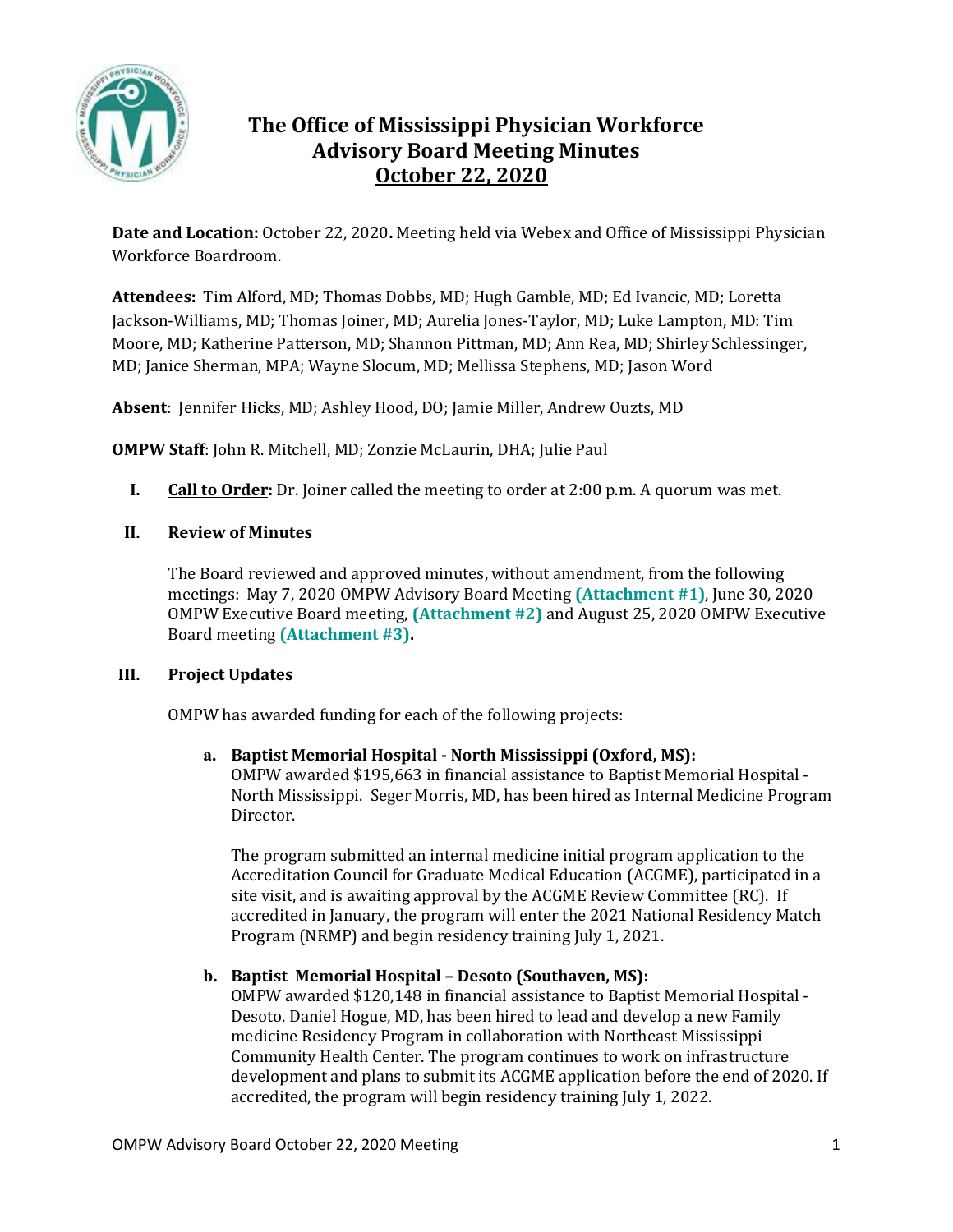# The Office of Mississippi Physician Workforce
## Advisory Board Meeting Minutes
## October 22, 2020

**Date and Location:** October 22, 2020**.** Meeting held via Webex and Office of Mississippi Physician Workforce Boardroom.

**Attendees:** Tim Alford, MD; Thomas Dobbs, MD; Hugh Gamble, MD; Ed Ivancic, MD; Loretta Jackson-Williams, MD; Thomas Joiner, MD; Aurelia Jones-Taylor, MD; Luke Lampton, MD: Tim Moore, MD; Katherine Patterson, MD; Shannon Pittman, MD; Ann Rea, MD; Shirley Schlessinger, MD; Janice Sherman, MPA; Wayne Slocum, MD; Mellissa Stephens, MD; Jason Word

**Absent**: Jennifer Hicks, MD; Ashley Hood, DO; Jamie Miller, Andrew Ouzts, MD

**OMPW Staff**: John R. Mitchell, MD; Zonzie McLaurin, DHA; Julie Paul

**I. Call to Order:** Dr. Joiner called the meeting to order at 2:00 p.m. A quorum was met.

**II. Review of Minutes**

The Board reviewed and approved minutes, without amendment, from the following meetings: May 7, 2020 OMPW Advisory Board Meeting **(Attachment #1)**, June 30, 2020 OMPW Executive Board meeting, **(Attachment #2)** and August 25, 2020 OMPW Executive Board meeting **(Attachment #3).**

**III. Project Updates**

OMPW has awarded funding for each of the following projects:

**a. Baptist Memorial Hospital - North Mississippi (Oxford, MS):**
OMPW awarded $195,663 in financial assistance to Baptist Memorial Hospital - North Mississippi. Seger Morris, MD, has been hired as Internal Medicine Program Director.

The program submitted an internal medicine initial program application to the Accreditation Council for Graduate Medical Education (ACGME), participated in a site visit, and is awaiting approval by the ACGME Review Committee (RC). If accredited in January, the program will enter the 2021 National Residency Match Program (NRMP) and begin residency training July 1, 2021.

**b. Baptist Memorial Hospital – Desoto (Southaven, MS):**
OMPW awarded $120,148 in financial assistance to Baptist Memorial Hospital - Desoto. Daniel Hogue, MD, has been hired to lead and develop a new Family medicine Residency Program in collaboration with Northeast Mississippi Community Health Center. The program continues to work on infrastructure development and plans to submit its ACGME application before the end of 2020. If accredited, the program will begin residency training July 1, 2022.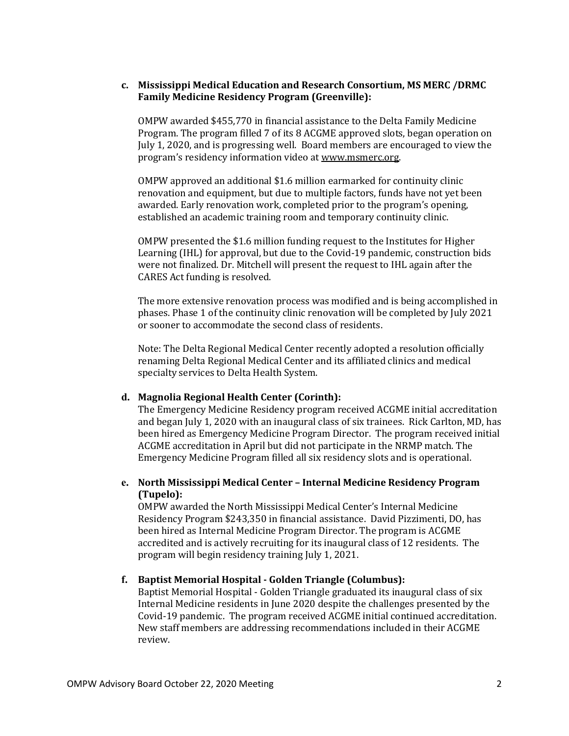**c. Mississippi Medical Education and Research Consortium, MS MERC /DRMC Family Medicine Residency Program (Greenville):**

OMPW awarded $455,770 in financial assistance to the Delta Family Medicine Program. The program filled 7 of its 8 ACGME approved slots, began operation on July 1, 2020, and is progressing well. Board members are encouraged to view the program's residency information video at www.msmerc.org.

OMPW approved an additional $1.6 million earmarked for continuity clinic renovation and equipment, but due to multiple factors, funds have not yet been awarded. Early renovation work, completed prior to the program's opening, established an academic training room and temporary continuity clinic.

OMPW presented the $1.6 million funding request to the Institutes for Higher Learning (IHL) for approval, but due to the Covid-19 pandemic, construction bids were not finalized. Dr. Mitchell will present the request to IHL again after the CARES Act funding is resolved.

The more extensive renovation process was modified and is being accomplished in phases. Phase 1 of the continuity clinic renovation will be completed by July 2021 or sooner to accommodate the second class of residents.

Note: The Delta Regional Medical Center recently adopted a resolution officially renaming Delta Regional Medical Center and its affiliated clinics and medical specialty services to Delta Health System.

**d. Magnolia Regional Health Center (Corinth):**

The Emergency Medicine Residency program received ACGME initial accreditation and began July 1, 2020 with an inaugural class of six trainees. Rick Carlton, MD, has been hired as Emergency Medicine Program Director. The program received initial ACGME accreditation in April but did not participate in the NRMP match. The Emergency Medicine Program filled all six residency slots and is operational.

**e. North Mississippi Medical Center – Internal Medicine Residency Program (Tupelo):**

OMPW awarded the North Mississippi Medical Center's Internal Medicine Residency Program $243,350 in financial assistance. David Pizzimenti, DO, has been hired as Internal Medicine Program Director. The program is ACGME accredited and is actively recruiting for its inaugural class of 12 residents. The program will begin residency training July 1, 2021.

**f. Baptist Memorial Hospital - Golden Triangle (Columbus):**

Baptist Memorial Hospital - Golden Triangle graduated its inaugural class of six Internal Medicine residents in June 2020 despite the challenges presented by the Covid-19 pandemic. The program received ACGME initial continued accreditation. New staff members are addressing recommendations included in their ACGME review.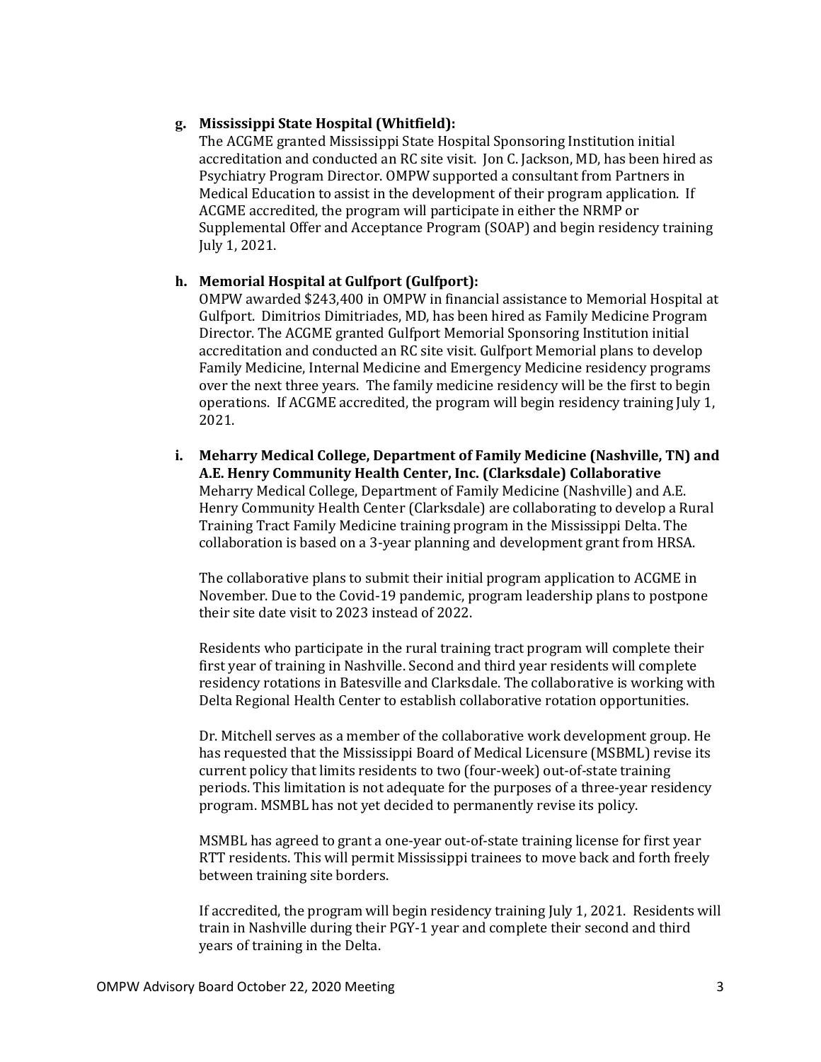g. **Mississippi State Hospital (Whitfield):**

The ACGME granted Mississippi State Hospital Sponsoring Institution initial accreditation and conducted an RC site visit. Jon C. Jackson, MD, has been hired as Psychiatry Program Director. OMPW supported a consultant from Partners in Medical Education to assist in the development of their program application. If ACGME accredited, the program will participate in either the NRMP or Supplemental Offer and Acceptance Program (SOAP) and begin residency training July 1, 2021.

h. **Memorial Hospital at Gulfport (Gulfport):**

OMPW awarded $243,400 in OMPW in financial assistance to Memorial Hospital at Gulfport. Dimitrios Dimitriades, MD, has been hired as Family Medicine Program Director. The ACGME granted Gulfport Memorial Sponsoring Institution initial accreditation and conducted an RC site visit. Gulfport Memorial plans to develop Family Medicine, Internal Medicine and Emergency Medicine residency programs over the next three years. The family medicine residency will be the first to begin operations. If ACGME accredited, the program will begin residency training July 1, 2021.

i. **Meharry Medical College, Department of Family Medicine (Nashville, TN) and A.E. Henry Community Health Center, Inc. (Clarksdale) Collaborative**

Meharry Medical College, Department of Family Medicine (Nashville) and A.E. Henry Community Health Center (Clarksdale) are collaborating to develop a Rural Training Tract Family Medicine training program in the Mississippi Delta. The collaboration is based on a 3-year planning and development grant from HRSA.

The collaborative plans to submit their initial program application to ACGME in November. Due to the Covid-19 pandemic, program leadership plans to postpone their site date visit to 2023 instead of 2022.

Residents who participate in the rural training tract program will complete their first year of training in Nashville. Second and third year residents will complete residency rotations in Batesville and Clarksdale. The collaborative is working with Delta Regional Health Center to establish collaborative rotation opportunities.

Dr. Mitchell serves as a member of the collaborative work development group. He has requested that the Mississippi Board of Medical Licensure (MSBML) revise its current policy that limits residents to two (four-week) out-of-state training periods. This limitation is not adequate for the purposes of a three-year residency program. MSMBL has not yet decided to permanently revise its policy.

MSMBL has agreed to grant a one-year out-of-state training license for first year RTT residents. This will permit Mississippi trainees to move back and forth freely between training site borders.

If accredited, the program will begin residency training July 1, 2021. Residents will train in Nashville during their PGY-1 year and complete their second and third years of training in the Delta.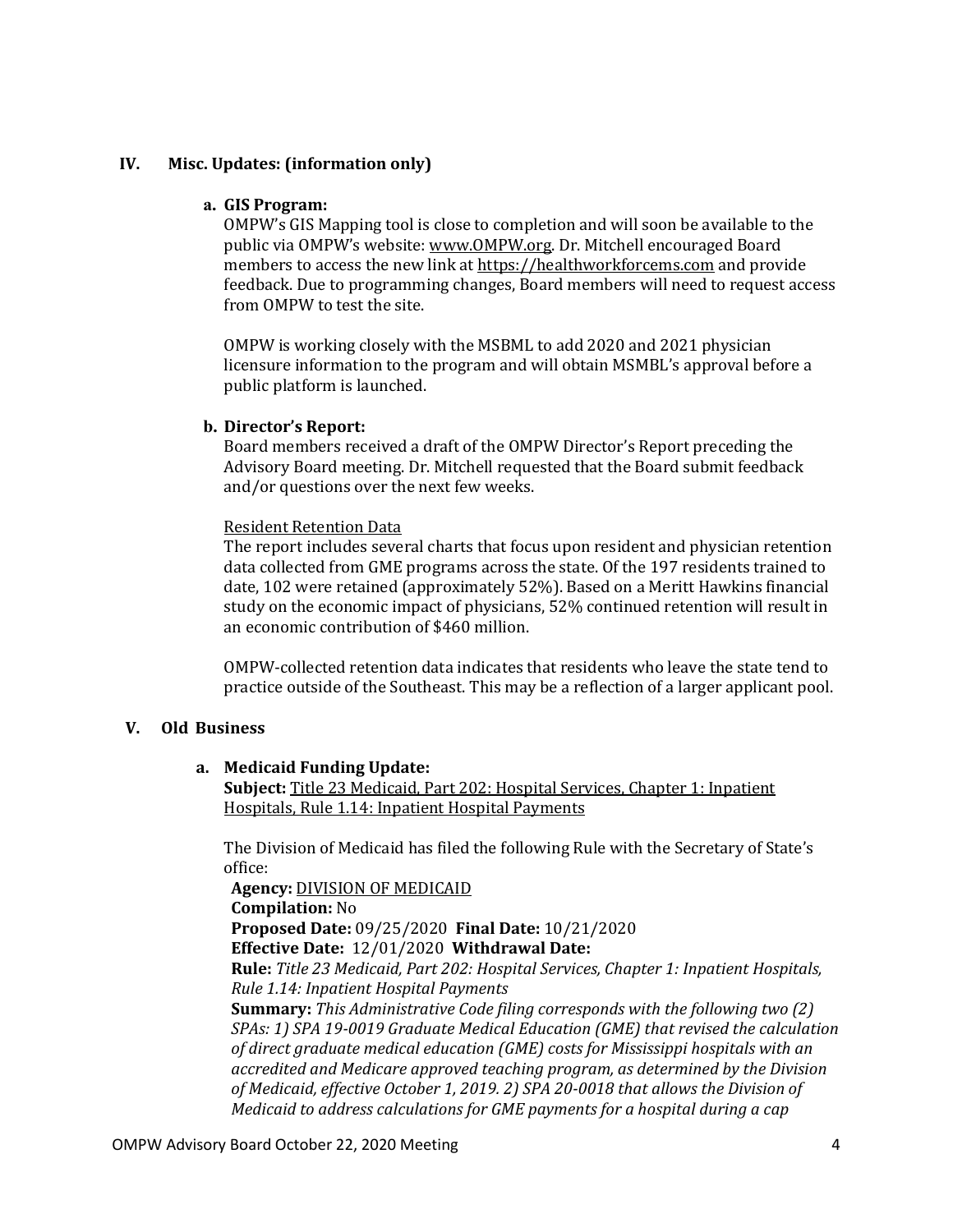## IV. Misc. Updates: (information only)

### a. GIS Program:

OMPW's GIS Mapping tool is close to completion and will soon be available to the public via OMPW's website: www.OMPW.org. Dr. Mitchell encouraged Board members to access the new link at https://healthworkforcems.com and provide feedback. Due to programming changes, Board members will need to request access from OMPW to test the site.

OMPW is working closely with the MSBML to add 2020 and 2021 physician licensure information to the program and will obtain MSMBL's approval before a public platform is launched.

### b. Director's Report:

Board members received a draft of the OMPW Director's Report preceding the Advisory Board meeting. Dr. Mitchell requested that the Board submit feedback and/or questions over the next few weeks.

Resident Retention Data

The report includes several charts that focus upon resident and physician retention data collected from GME programs across the state. Of the 197 residents trained to date, 102 were retained (approximately 52%). Based on a Meritt Hawkins financial study on the economic impact of physicians, 52% continued retention will result in an economic contribution of $460 million.

OMPW-collected retention data indicates that residents who leave the state tend to practice outside of the Southeast. This may be a reflection of a larger applicant pool.

## V. Old Business

### a. Medicaid Funding Update:

**Subject:** Title 23 Medicaid, Part 202: Hospital Services, Chapter 1: Inpatient Hospitals, Rule 1.14: Inpatient Hospital Payments

The Division of Medicaid has filed the following Rule with the Secretary of State's office:

**Agency:** DIVISION OF MEDICAID
**Compilation:** No
**Proposed Date:** 09/25/2020 **Final Date:** 10/21/2020
**Effective Date:** 12/01/2020 **Withdrawal Date:**
**Rule:** *Title 23 Medicaid, Part 202: Hospital Services, Chapter 1: Inpatient Hospitals, Rule 1.14: Inpatient Hospital Payments*
**Summary:** *This Administrative Code filing corresponds with the following two (2) SPAs: 1) SPA 19-0019 Graduate Medical Education (GME) that revised the calculation of direct graduate medical education (GME) costs for Mississippi hospitals with an accredited and Medicare approved teaching program, as determined by the Division of Medicaid, effective October 1, 2019. 2) SPA 20-0018 that allows the Division of Medicaid to address calculations for GME payments for a hospital during a cap*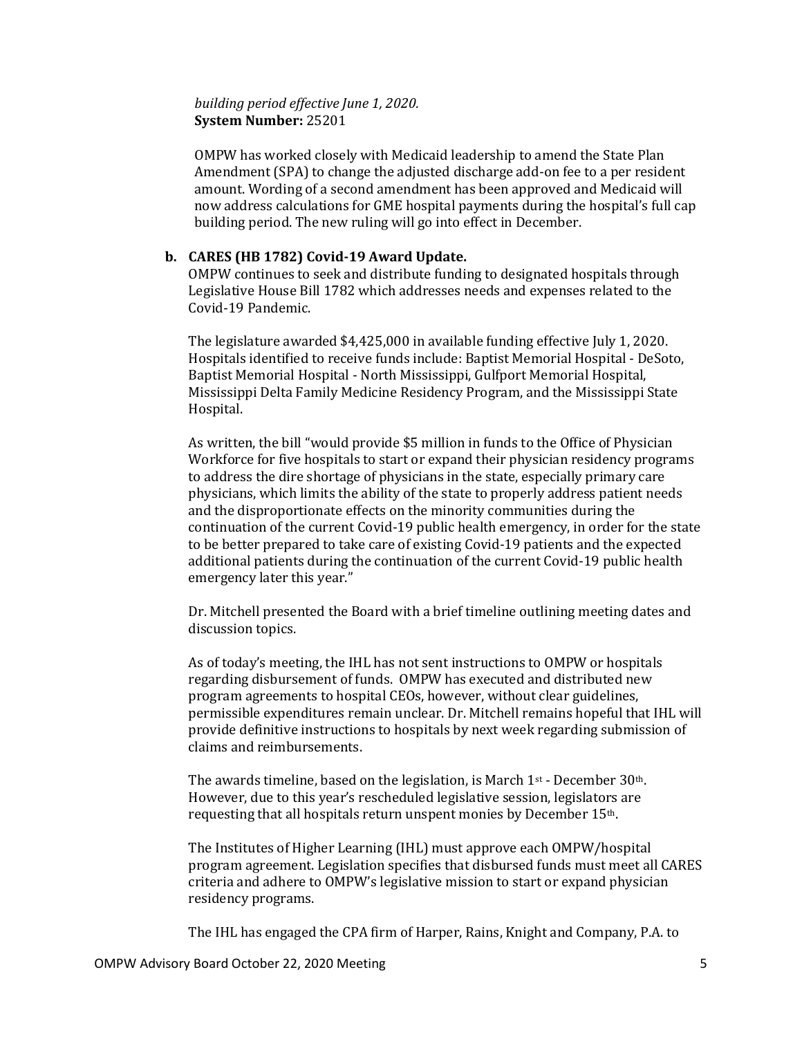*building period effective June 1, 2020.*
**System Number:** 25201

OMPW has worked closely with Medicaid leadership to amend the State Plan Amendment (SPA) to change the adjusted discharge add-on fee to a per resident amount. Wording of a second amendment has been approved and Medicaid will now address calculations for GME hospital payments during the hospital's full cap building period. The new ruling will go into effect in December.

**b. CARES (HB 1782) Covid-19 Award Update.**

OMPW continues to seek and distribute funding to designated hospitals through Legislative House Bill 1782 which addresses needs and expenses related to the Covid-19 Pandemic.

The legislature awarded $4,425,000 in available funding effective July 1, 2020. Hospitals identified to receive funds include: Baptist Memorial Hospital - DeSoto, Baptist Memorial Hospital - North Mississippi, Gulfport Memorial Hospital, Mississippi Delta Family Medicine Residency Program, and the Mississippi State Hospital.

As written, the bill "would provide $5 million in funds to the Office of Physician Workforce for five hospitals to start or expand their physician residency programs to address the dire shortage of physicians in the state, especially primary care physicians, which limits the ability of the state to properly address patient needs and the disproportionate effects on the minority communities during the continuation of the current Covid-19 public health emergency, in order for the state to be better prepared to take care of existing Covid-19 patients and the expected additional patients during the continuation of the current Covid-19 public health emergency later this year."

Dr. Mitchell presented the Board with a brief timeline outlining meeting dates and discussion topics.

As of today's meeting, the IHL has not sent instructions to OMPW or hospitals regarding disbursement of funds. OMPW has executed and distributed new program agreements to hospital CEOs, however, without clear guidelines, permissible expenditures remain unclear. Dr. Mitchell remains hopeful that IHL will provide definitive instructions to hospitals by next week regarding submission of claims and reimbursements.

The awards timeline, based on the legislation, is March 1st - December 30th. However, due to this year's rescheduled legislative session, legislators are requesting that all hospitals return unspent monies by December 15th.

The Institutes of Higher Learning (IHL) must approve each OMPW/hospital program agreement. Legislation specifies that disbursed funds must meet all CARES criteria and adhere to OMPW's legislative mission to start or expand physician residency programs.

The IHL has engaged the CPA firm of Harper, Rains, Knight and Company, P.A. to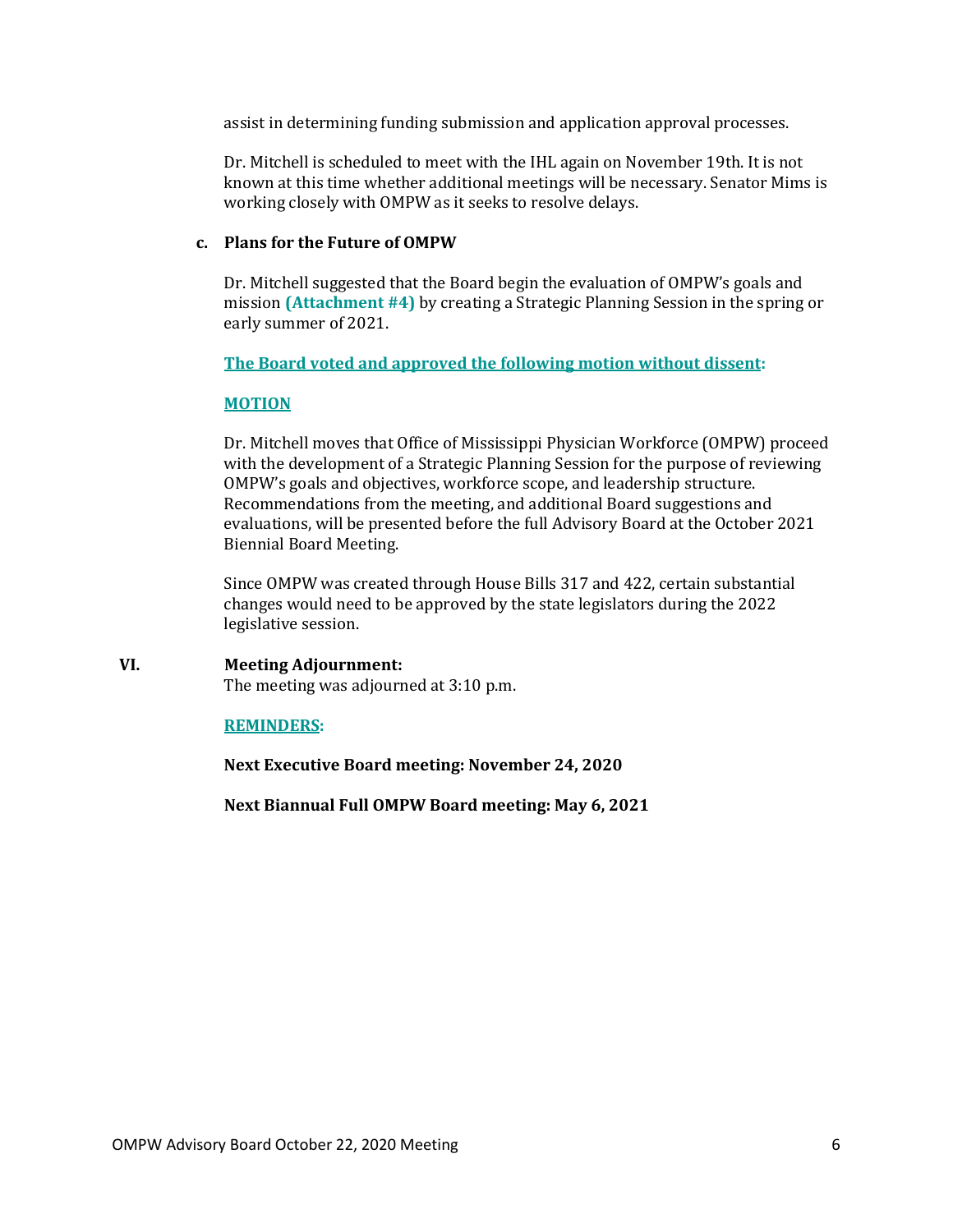assist in determining funding submission and application approval processes.

Dr. Mitchell is scheduled to meet with the IHL again on November 19th. It is not known at this time whether additional meetings will be necessary. Senator Mims is working closely with OMPW as it seeks to resolve delays.

**c. Plans for the Future of OMPW**

Dr. Mitchell suggested that the Board begin the evaluation of OMPW's goals and mission **(Attachment #4)** by creating a Strategic Planning Session in the spring or early summer of 2021.

**The Board voted and approved the following motion without dissent:**

**MOTION**

Dr. Mitchell moves that Office of Mississippi Physician Workforce (OMPW) proceed with the development of a Strategic Planning Session for the purpose of reviewing OMPW's goals and objectives, workforce scope, and leadership structure. Recommendations from the meeting, and additional Board suggestions and evaluations, will be presented before the full Advisory Board at the October 2021 Biennial Board Meeting.

Since OMPW was created through House Bills 317 and 422, certain substantial changes would need to be approved by the state legislators during the 2022 legislative session.

**VI. Meeting Adjournment:**

The meeting was adjourned at 3:10 p.m.

**REMINDERS:**

**Next Executive Board meeting: November 24, 2020**

**Next Biannual Full OMPW Board meeting: May 6, 2021**